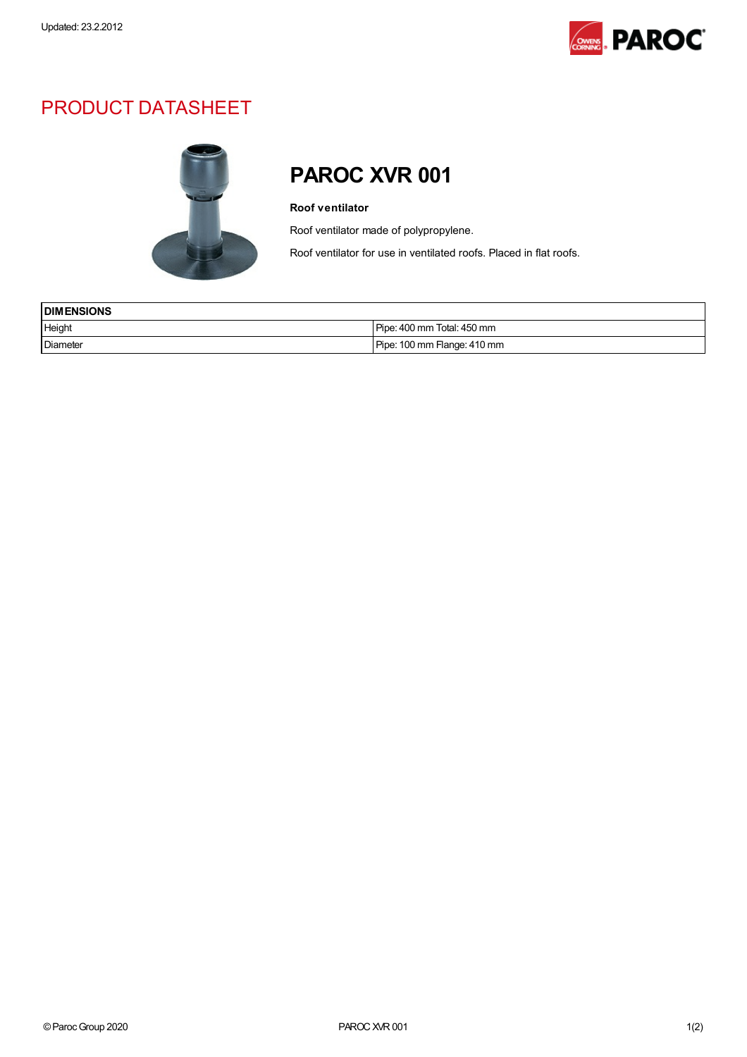Updated: 23.2.2012

# PRODUCT DATASHEET

## PAROC XVR 001

**Roof ventilator**

Roof ventilator made of polypropylene.

Roof ventilator for use in ventilated roofs. Placed in flat roofs.

| DIMENSIONS | |
|---|---|
| Height | Pipe: 400 mm Total: 450 mm |
| Diameter | Pipe: 100 mm Flange: 410 mm |

© Paroc Group 2020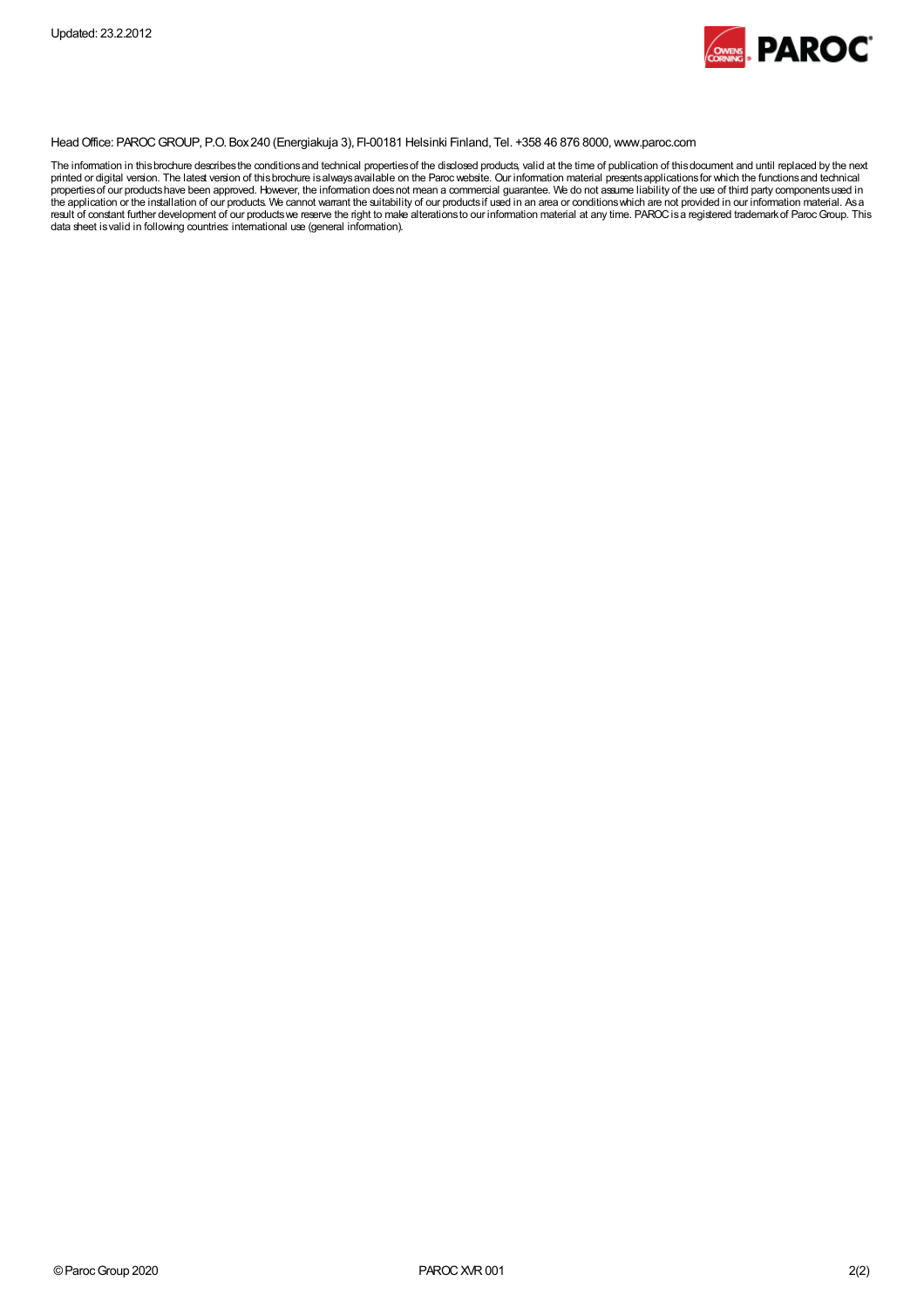Updated: 23.2.2012

Head Office: PAROC GROUP, P.O. Box 240 (Energiakuja 3), FI-00181 Helsinki Finland, Tel. +358 46 876 8000, www.paroc.com

The information in this brochure describes the conditions and technical properties of the disclosed products, valid at the time of publication of this document and until replaced by the next printed or digital version. The latest version of this brochure is always available on the Paroc website. Our information material presents applications for which the functions and technical properties of our products have been approved. However, the information does not mean a commercial guarantee. We do not assume liability of the use of third party components used in the application or the installation of our products. We cannot warrant the suitability of our products if used in an area or conditions which are not provided in our information material. As a result of constant further development of our products we reserve the right to make alterations to our information material at any time. PAROC is a registered trademark of Paroc Group. This data sheet is valid in following countries: international use (general information).

© Paroc Group 2020

PAROC XVR 001